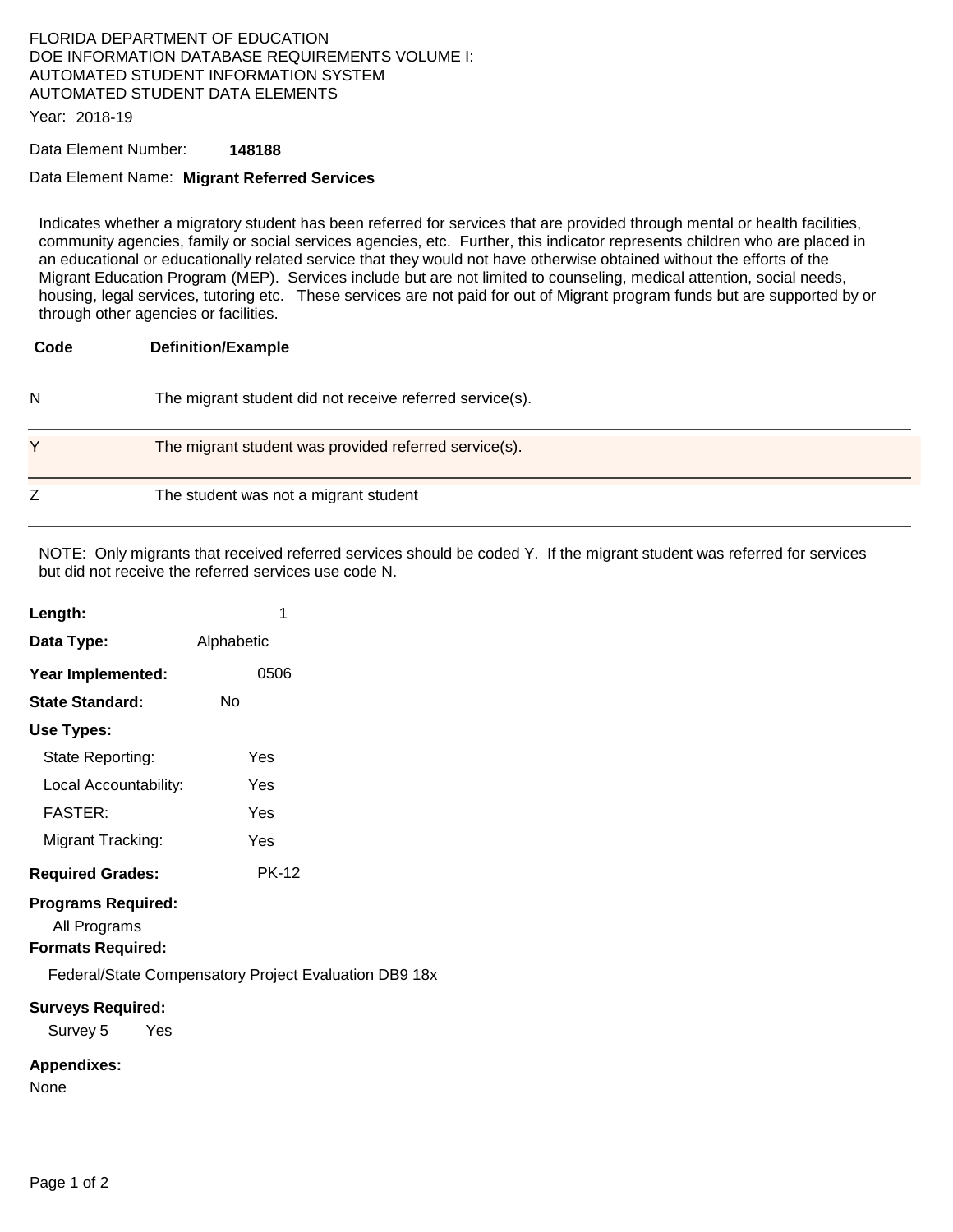FLORIDA DEPARTMENT OF EDUCATION
DOE INFORMATION DATABASE REQUIREMENTS VOLUME I:
AUTOMATED STUDENT INFORMATION SYSTEM
AUTOMATED STUDENT DATA ELEMENTS

Year: 2018-19

Data Element Number: **148188**

Data Element Name: **Migrant Referred Services**

---

Indicates whether a migratory student has been referred for services that are provided through mental or health facilities, community agencies, family or social services agencies, etc. Further, this indicator represents children who are placed in an educational or educationally related service that they would not have otherwise obtained without the efforts of the Migrant Education Program (MEP). Services include but are not limited to counseling, medical attention, social needs, housing, legal services, tutoring etc. These services are not paid for out of Migrant program funds but are supported by or through other agencies or facilities.

| Code | Definition/Example |
|---|---|
| N | The migrant student did not receive referred service(s). |
| Y | The migrant student was provided referred service(s). |
| Z | The student was not a migrant student |

NOTE: Only migrants that received referred services should be coded Y. If the migrant student was referred for services but did not receive the referred services use code N.

**Length:** 1

**Data Type:** Alphabetic

**Year Implemented:** 0506

**State Standard:** No

**Use Types:**

State Reporting: Yes

Local Accountability: Yes

FASTER: Yes

Migrant Tracking: Yes

**Required Grades:** PK-12

**Programs Required:**

All Programs

**Formats Required:**

Federal/State Compensatory Project Evaluation DB9 18x

**Surveys Required:**

Survey 5 Yes

**Appendixes:**

None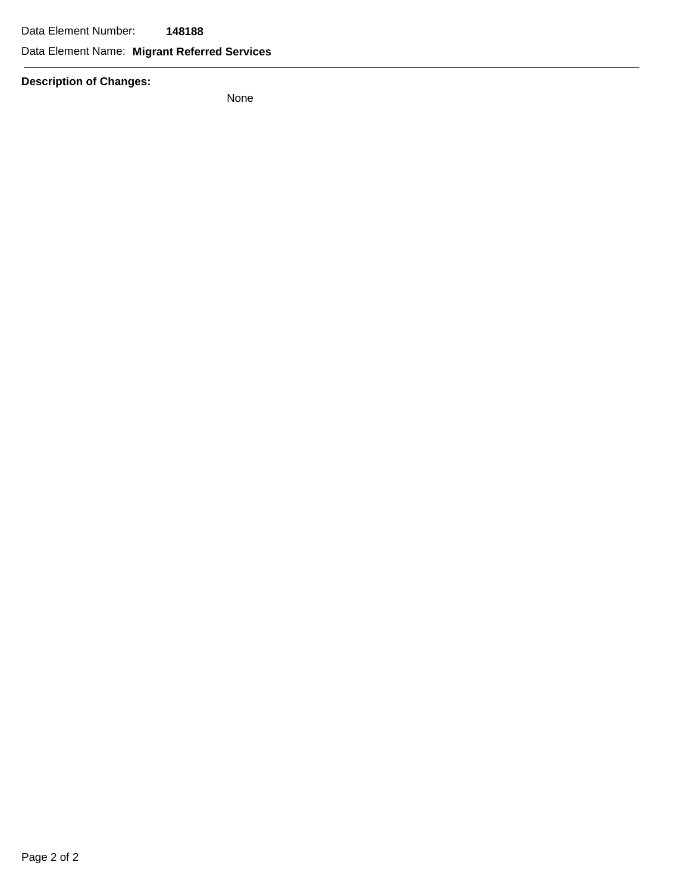Data Element Number: **148188**

Data Element Name: **Migrant Referred Services**

---

**Description of Changes:**

None